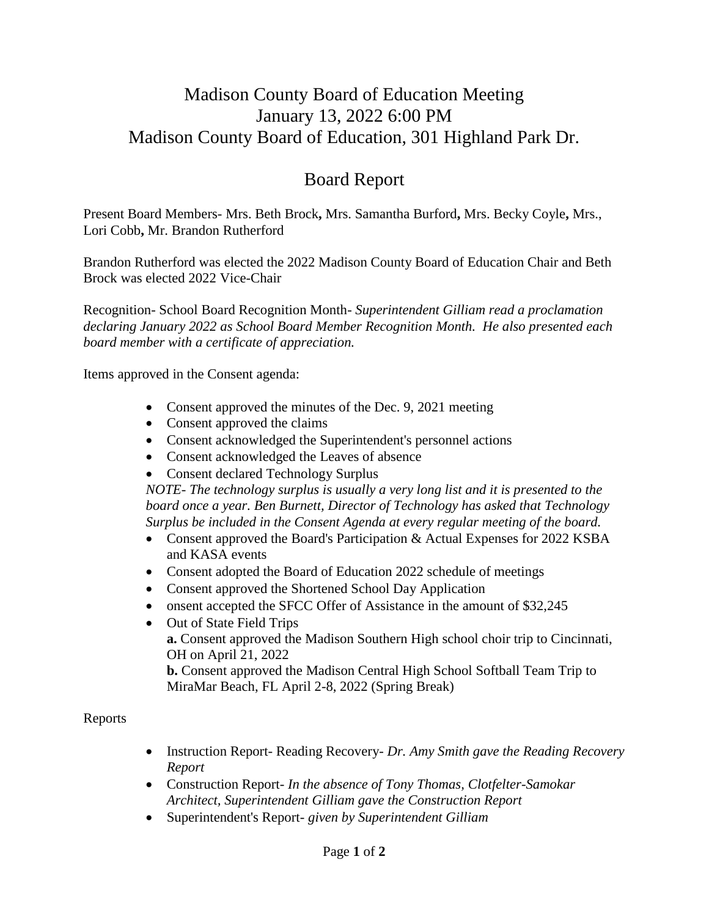# Madison County Board of Education Meeting
# January 13, 2022 6:00 PM
# Madison County Board of Education, 301 Highland Park Dr.

## Board Report

Present Board Members- Mrs. Beth Brock**,** Mrs. Samantha Burford**,** Mrs. Becky Coyle**,** Mrs., Lori Cobb**,** Mr. Brandon Rutherford

Brandon Rutherford was elected the 2022 Madison County Board of Education Chair and Beth Brock was elected 2022 Vice-Chair

Recognition- School Board Recognition Month- *Superintendent Gilliam read a proclamation declaring January 2022 as School Board Member Recognition Month. He also presented each board member with a certificate of appreciation.*

Items approved in the Consent agenda:

- Consent approved the minutes of the Dec. 9, 2021 meeting
- Consent approved the claims
- Consent acknowledged the Superintendent's personnel actions
- Consent acknowledged the Leaves of absence
- Consent declared Technology Surplus
  *NOTE- The technology surplus is usually a very long list and it is presented to the board once a year. Ben Burnett, Director of Technology has asked that Technology Surplus be included in the Consent Agenda at every regular meeting of the board.*
- Consent approved the Board's Participation & Actual Expenses for 2022 KSBA and KASA events
- Consent adopted the Board of Education 2022 schedule of meetings
- Consent approved the Shortened School Day Application
- onsent accepted the SFCC Offer of Assistance in the amount of $32,245
- Out of State Field Trips
  **a.** Consent approved the Madison Southern High school choir trip to Cincinnati, OH on April 21, 2022
  **b.** Consent approved the Madison Central High School Softball Team Trip to MiraMar Beach, FL April 2-8, 2022 (Spring Break)

Reports

- Instruction Report- Reading Recovery- *Dr. Amy Smith gave the Reading Recovery Report*
- Construction Report- *In the absence of Tony Thomas, Clotfelter-Samokar Architect, Superintendent Gilliam gave the Construction Report*
- Superintendent's Report- *given by Superintendent Gilliam*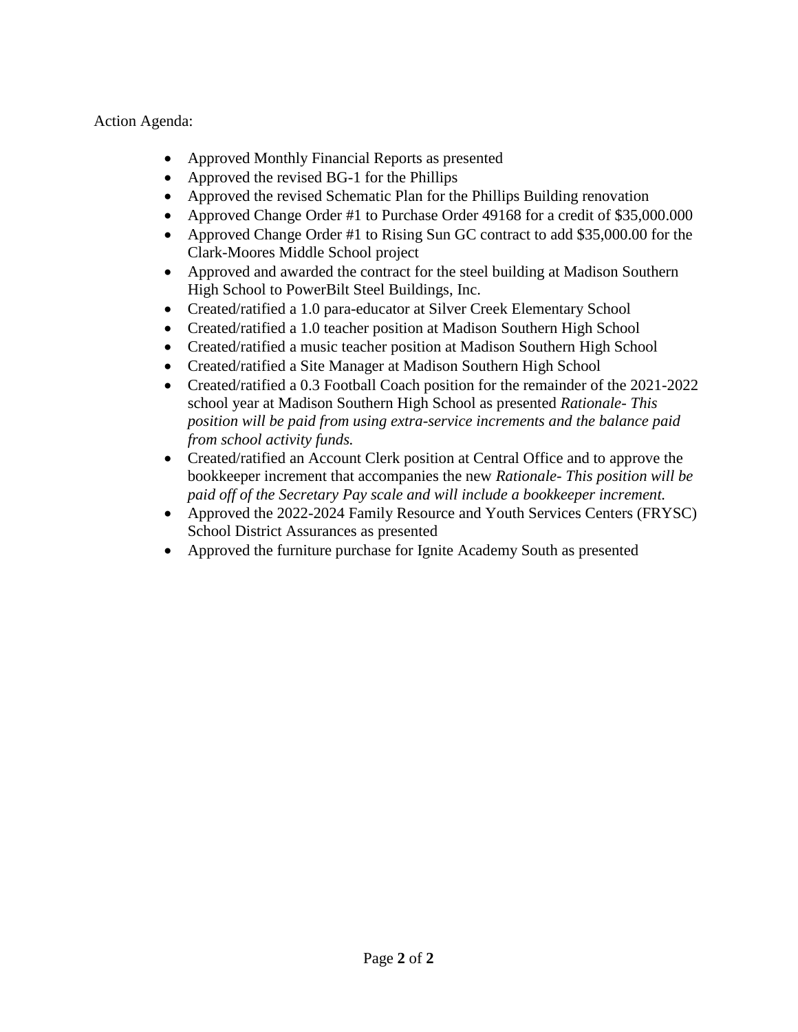Action Agenda:

- Approved Monthly Financial Reports as presented
- Approved the revised BG-1 for the Phillips
- Approved the revised Schematic Plan for the Phillips Building renovation
- Approved Change Order #1 to Purchase Order 49168 for a credit of $35,000.000
- Approved Change Order #1 to Rising Sun GC contract to add $35,000.00 for the Clark-Moores Middle School project
- Approved and awarded the contract for the steel building at Madison Southern High School to PowerBilt Steel Buildings, Inc.
- Created/ratified a 1.0 para-educator at Silver Creek Elementary School
- Created/ratified a 1.0 teacher position at Madison Southern High School
- Created/ratified a music teacher position at Madison Southern High School
- Created/ratified a Site Manager at Madison Southern High School
- Created/ratified a 0.3 Football Coach position for the remainder of the 2021-2022 school year at Madison Southern High School as presented *Rationale- This position will be paid from using extra-service increments and the balance paid from school activity funds.*
- Created/ratified an Account Clerk position at Central Office and to approve the bookkeeper increment that accompanies the new *Rationale- This position will be paid off of the Secretary Pay scale and will include a bookkeeper increment.*
- Approved the 2022-2024 Family Resource and Youth Services Centers (FRYSC) School District Assurances as presented
- Approved the furniture purchase for Ignite Academy South as presented